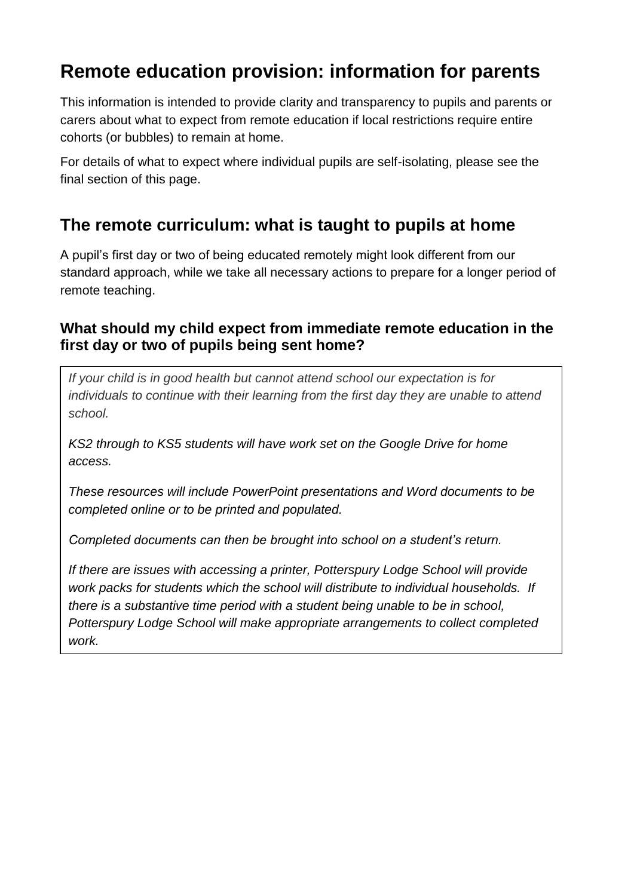# Remote education provision: information for parents

This information is intended to provide clarity and transparency to pupils and parents or carers about what to expect from remote education if local restrictions require entire cohorts (or bubbles) to remain at home.

For details of what to expect where individual pupils are self-isolating, please see the final section of this page.

## The remote curriculum: what is taught to pupils at home

A pupil's first day or two of being educated remotely might look different from our standard approach, while we take all necessary actions to prepare for a longer period of remote teaching.

### What should my child expect from immediate remote education in the first day or two of pupils being sent home?

*If your child is in good health but cannot attend school our expectation is for individuals to continue with their learning from the first day they are unable to attend school.*

*KS2 through to KS5 students will have work set on the Google Drive for home access.*

*These resources will include PowerPoint presentations and Word documents to be completed online or to be printed and populated.*

*Completed documents can then be brought into school on a student's return.*

*If there are issues with accessing a printer, Potterspury Lodge School will provide work packs for students which the school will distribute to individual households. If there is a substantive time period with a student being unable to be in school, Potterspury Lodge School will make appropriate arrangements to collect completed work.*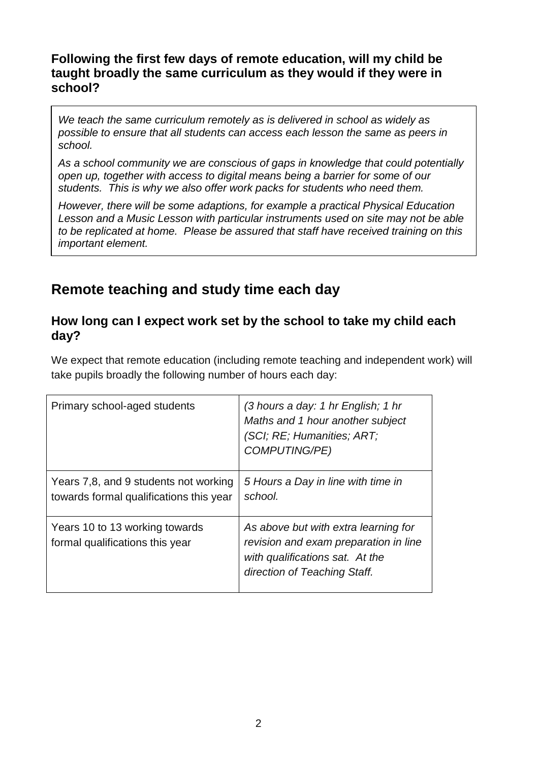### Following the first few days of remote education, will my child be taught broadly the same curriculum as they would if they were in school?

*We teach the same curriculum remotely as is delivered in school as widely as possible to ensure that all students can access each lesson the same as peers in school.*

*As a school community we are conscious of gaps in knowledge that could potentially open up, together with access to digital means being a barrier for some of our students. This is why we also offer work packs for students who need them.*

*However, there will be some adaptions, for example a practical Physical Education Lesson and a Music Lesson with particular instruments used on site may not be able to be replicated at home. Please be assured that staff have received training on this important element.*

## Remote teaching and study time each day

### How long can I expect work set by the school to take my child each day?

We expect that remote education (including remote teaching and independent work) will take pupils broadly the following number of hours each day:

| | |
|---|---|
| Primary school-aged students | *(3 hours a day: 1 hr English; 1 hr Maths and 1 hour another subject (SCI; RE; Humanities; ART; COMPUTING/PE)* |
| Years 7,8, and 9 students not working towards formal qualifications this year | *5 Hours a Day in line with time in school.* |
| Years 10 to 13 working towards formal qualifications this year | *As above but with extra learning for revision and exam preparation in line with qualifications sat. At the direction of Teaching Staff.* |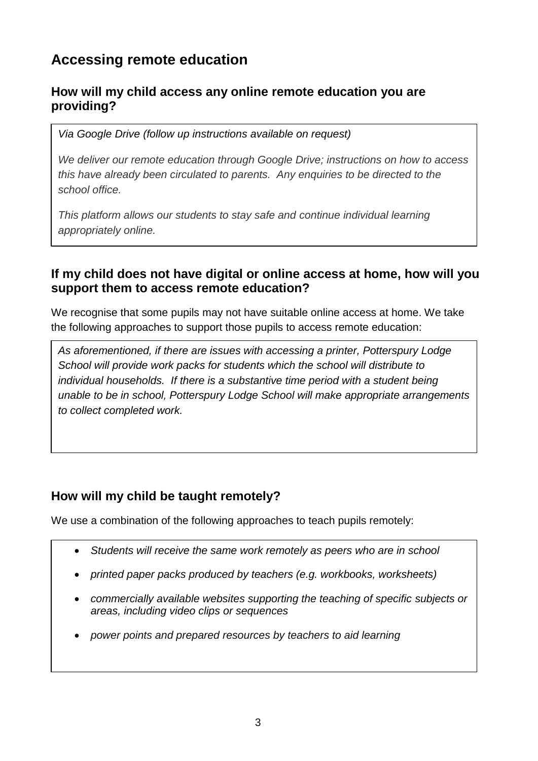# Accessing remote education

## How will my child access any online remote education you are providing?

*Via Google Drive (follow up instructions available on request)*

*We deliver our remote education through Google Drive; instructions on how to access this have already been circulated to parents. Any enquiries to be directed to the school office.*

*This platform allows our students to stay safe and continue individual learning appropriately online.*

## If my child does not have digital or online access at home, how will you support them to access remote education?

We recognise that some pupils may not have suitable online access at home. We take the following approaches to support those pupils to access remote education:

*As aforementioned, if there are issues with accessing a printer, Potterspury Lodge School will provide work packs for students which the school will distribute to individual households. If there is a substantive time period with a student being unable to be in school, Potterspury Lodge School will make appropriate arrangements to collect completed work.*

## How will my child be taught remotely?

We use a combination of the following approaches to teach pupils remotely:

- *Students will receive the same work remotely as peers who are in school*
- *printed paper packs produced by teachers (e.g. workbooks, worksheets)*
- *commercially available websites supporting the teaching of specific subjects or areas, including video clips or sequences*
- *power points and prepared resources by teachers to aid learning*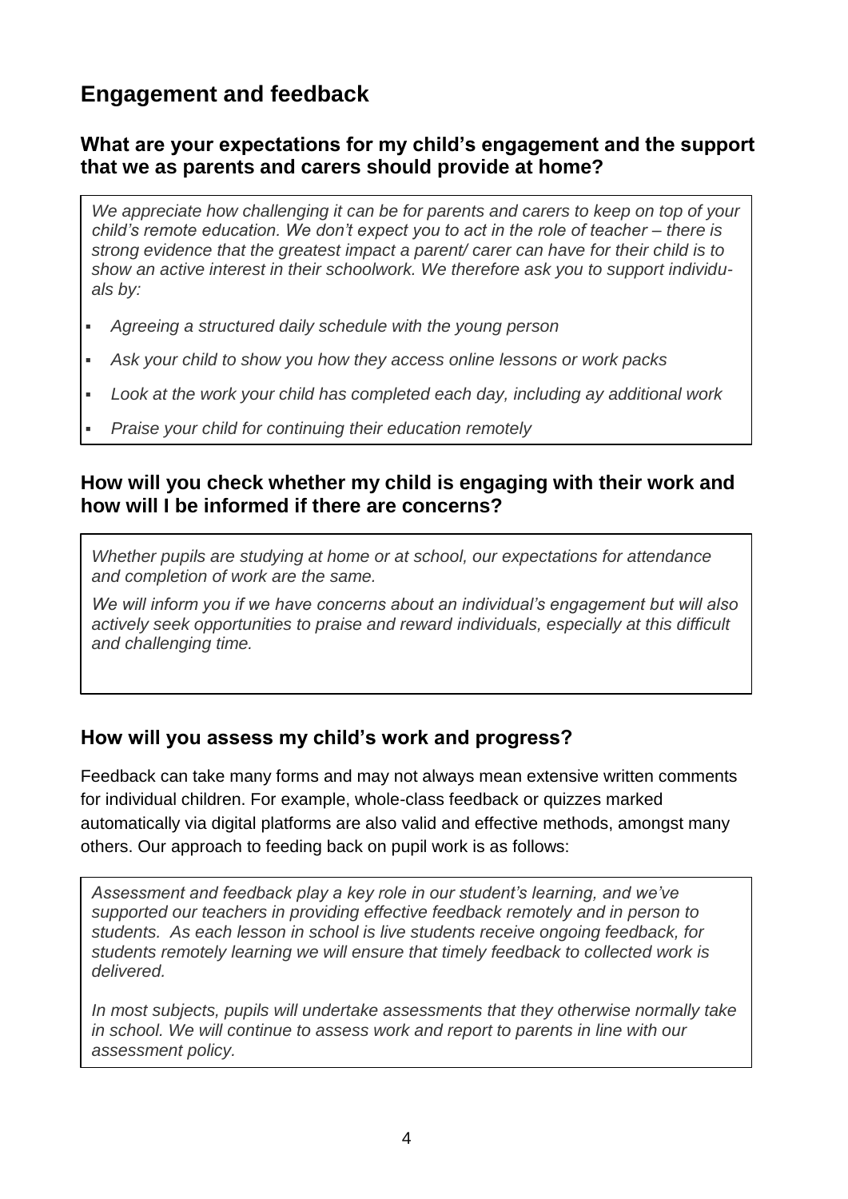## Engagement and feedback

### What are your expectations for my child's engagement and the support that we as parents and carers should provide at home?

*We appreciate how challenging it can be for parents and carers to keep on top of your child's remote education. We don't expect you to act in the role of teacher – there is strong evidence that the greatest impact a parent/ carer can have for their child is to show an active interest in their schoolwork. We therefore ask you to support individuals by:*

- *Agreeing a structured daily schedule with the young person*
- *Ask your child to show you how they access online lessons or work packs*
- *Look at the work your child has completed each day, including ay additional work*
- *Praise your child for continuing their education remotely*

### How will you check whether my child is engaging with their work and how will I be informed if there are concerns?

*Whether pupils are studying at home or at school, our expectations for attendance and completion of work are the same.*

*We will inform you if we have concerns about an individual's engagement but will also actively seek opportunities to praise and reward individuals, especially at this difficult and challenging time.*

### How will you assess my child's work and progress?

Feedback can take many forms and may not always mean extensive written comments for individual children. For example, whole-class feedback or quizzes marked automatically via digital platforms are also valid and effective methods, amongst many others. Our approach to feeding back on pupil work is as follows:

*Assessment and feedback play a key role in our student's learning, and we've supported our teachers in providing effective feedback remotely and in person to students. As each lesson in school is live students receive ongoing feedback, for students remotely learning we will ensure that timely feedback to collected work is delivered.*

*In most subjects, pupils will undertake assessments that they otherwise normally take in school. We will continue to assess work and report to parents in line with our assessment policy.*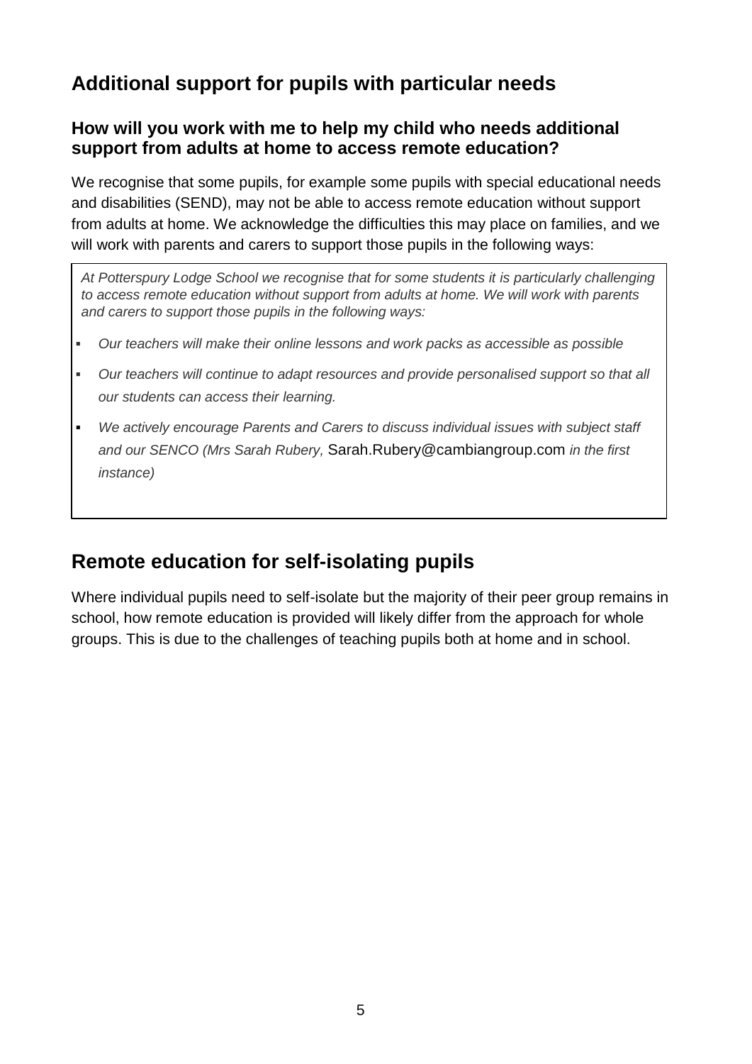## Additional support for pupils with particular needs

### How will you work with me to help my child who needs additional support from adults at home to access remote education?

We recognise that some pupils, for example some pupils with special educational needs and disabilities (SEND), may not be able to access remote education without support from adults at home. We acknowledge the difficulties this may place on families, and we will work with parents and carers to support those pupils in the following ways:

*At Potterspury Lodge School we recognise that for some students it is particularly challenging to access remote education without support from adults at home. We will work with parents and carers to support those pupils in the following ways:*

- *Our teachers will make their online lessons and work packs as accessible as possible*
- *Our teachers will continue to adapt resources and provide personalised support so that all our students can access their learning.*
- *We actively encourage Parents and Carers to discuss individual issues with subject staff and our SENCO (Mrs Sarah Rubery,* Sarah.Rubery@cambiangroup.com *in the first instance)*

## Remote education for self-isolating pupils

Where individual pupils need to self-isolate but the majority of their peer group remains in school, how remote education is provided will likely differ from the approach for whole groups. This is due to the challenges of teaching pupils both at home and in school.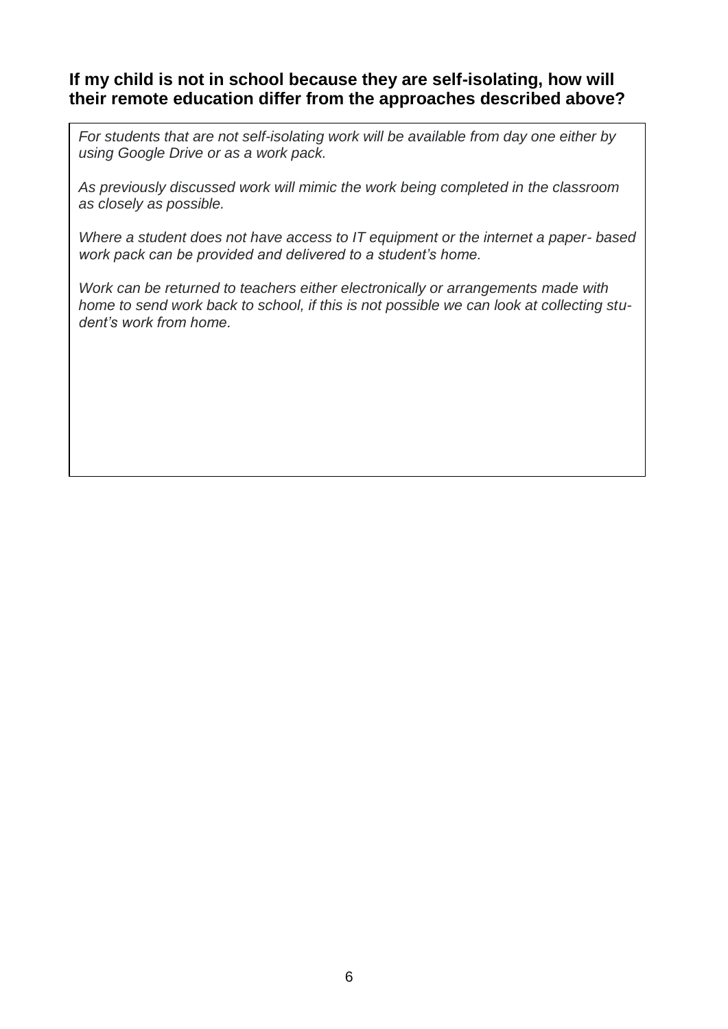## If my child is not in school because they are self-isolating, how will their remote education differ from the approaches described above?

*For students that are not self-isolating work will be available from day one either by using Google Drive or as a work pack.*

*As previously discussed work will mimic the work being completed in the classroom as closely as possible.*

*Where a student does not have access to IT equipment or the internet a paper- based work pack can be provided and delivered to a student's home.*

*Work can be returned to teachers either electronically or arrangements made with home to send work back to school, if this is not possible we can look at collecting student's work from home.*